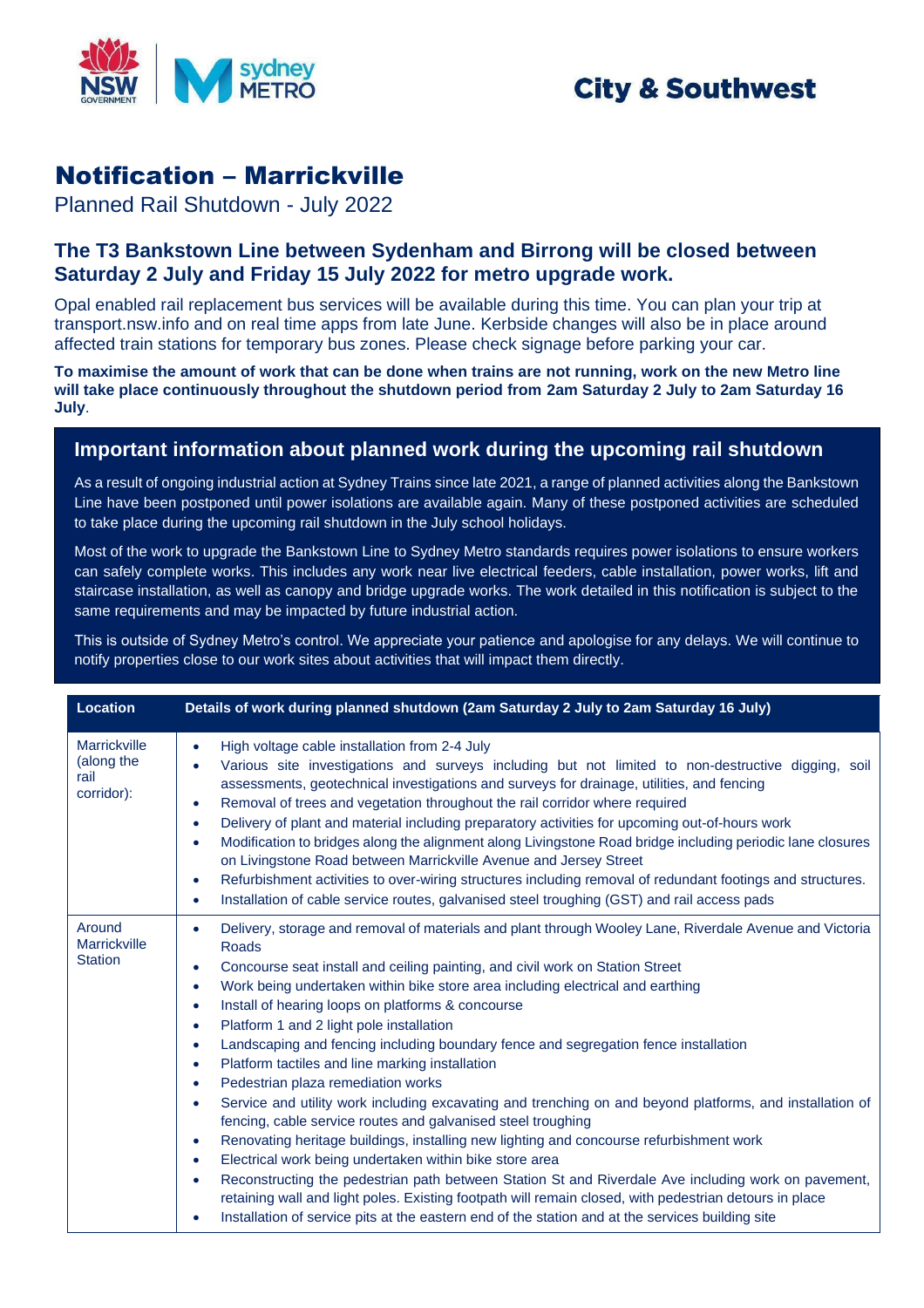City & Southwest

# Notification – Marrickville

Planned Rail Shutdown - July 2022

## The T3 Bankstown Line between Sydenham and Birrong will be closed between Saturday 2 July and Friday 15 July 2022 for metro upgrade work.

Opal enabled rail replacement bus services will be available during this time. You can plan your trip at transport.nsw.info and on real time apps from late June. Kerbside changes will also be in place around affected train stations for temporary bus zones. Please check signage before parking your car.

**To maximise the amount of work that can be done when trains are not running, work on the new Metro line will take place continuously throughout the shutdown period from 2am Saturday 2 July to 2am Saturday 16 July**.

### Important information about planned work during the upcoming rail shutdown

As a result of ongoing industrial action at Sydney Trains since late 2021, a range of planned activities along the Bankstown Line have been postponed until power isolations are available again. Many of these postponed activities are scheduled to take place during the upcoming rail shutdown in the July school holidays.

Most of the work to upgrade the Bankstown Line to Sydney Metro standards requires power isolations to ensure workers can safely complete works. This includes any work near live electrical feeders, cable installation, power works, lift and staircase installation, as well as canopy and bridge upgrade works. The work detailed in this notification is subject to the same requirements and may be impacted by future industrial action.

This is outside of Sydney Metro's control. We appreciate your patience and apologise for any delays. We will continue to notify properties close to our work sites about activities that will impact them directly.

| Location | Details of work during planned shutdown (2am Saturday 2 July to 2am Saturday 16 July) |
|---|---|
| Marrickville (along the rail corridor): | • High voltage cable installation from 2-4 July<br>• Various site investigations and surveys including but not limited to non-destructive digging, soil assessments, geotechnical investigations and surveys for drainage, utilities, and fencing<br>• Removal of trees and vegetation throughout the rail corridor where required<br>• Delivery of plant and material including preparatory activities for upcoming out-of-hours work<br>• Modification to bridges along the alignment along Livingstone Road bridge including periodic lane closures on Livingstone Road between Marrickville Avenue and Jersey Street<br>• Refurbishment activities to over-wiring structures including removal of redundant footings and structures.<br>• Installation of cable service routes, galvanised steel troughing (GST) and rail access pads |
| Around Marrickville Station | • Delivery, storage and removal of materials and plant through Wooley Lane, Riverdale Avenue and Victoria Roads<br>• Concourse seat install and ceiling painting, and civil work on Station Street<br>• Work being undertaken within bike store area including electrical and earthing<br>• Install of hearing loops on platforms & concourse<br>• Platform 1 and 2 light pole installation<br>• Landscaping and fencing including boundary fence and segregation fence installation<br>• Platform tactiles and line marking installation<br>• Pedestrian plaza remediation works<br>• Service and utility work including excavating and trenching on and beyond platforms, and installation of fencing, cable service routes and galvanised steel troughing<br>• Renovating heritage buildings, installing new lighting and concourse refurbishment work<br>• Electrical work being undertaken within bike store area<br>• Reconstructing the pedestrian path between Station St and Riverdale Ave including work on pavement, retaining wall and light poles. Existing footpath will remain closed, with pedestrian detours in place<br>• Installation of service pits at the eastern end of the station and at the services building site |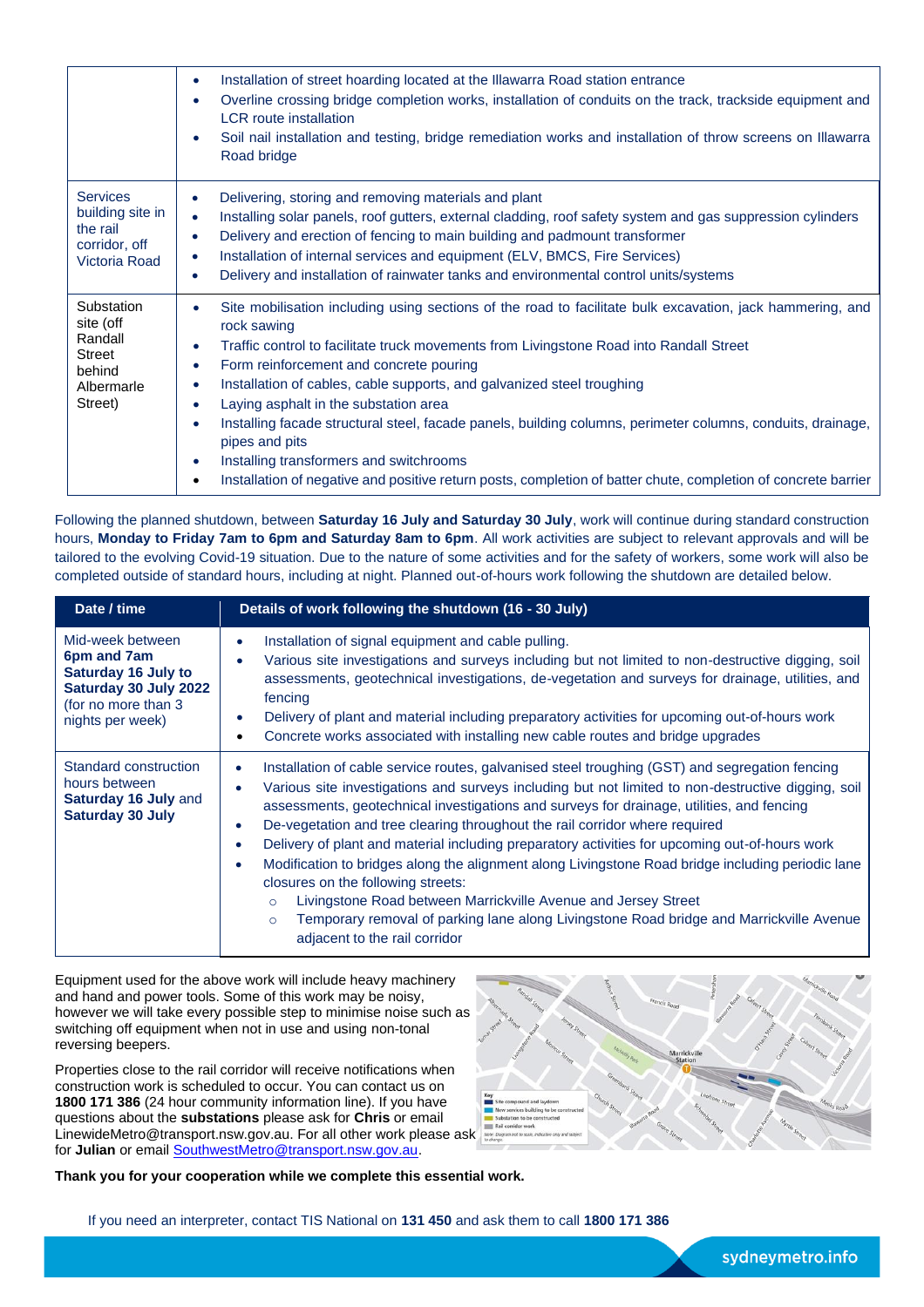| | |
|---|---|
| | <ul><li>Installation of street hoarding located at the Illawarra Road station entrance</li><li>Overline crossing bridge completion works, installation of conduits on the track, trackside equipment and LCR route installation</li><li>Soil nail installation and testing, bridge remediation works and installation of throw screens on Illawarra Road bridge</li></ul> |
| Services building site in the rail corridor, off Victoria Road | <ul><li>Delivering, storing and removing materials and plant</li><li>Installing solar panels, roof gutters, external cladding, roof safety system and gas suppression cylinders</li><li>Delivery and erection of fencing to main building and padmount transformer</li><li>Installation of internal services and equipment (ELV, BMCS, Fire Services)</li><li>Delivery and installation of rainwater tanks and environmental control units/systems</li></ul> |
| Substation site (off Randall Street behind Albermarle Street) | <ul><li>Site mobilisation including using sections of the road to facilitate bulk excavation, jack hammering, and rock sawing</li><li>Traffic control to facilitate truck movements from Livingstone Road into Randall Street</li><li>Form reinforcement and concrete pouring</li><li>Installation of cables, cable supports, and galvanized steel troughing</li><li>Laying asphalt in the substation area</li><li>Installing facade structural steel, facade panels, building columns, perimeter columns, conduits, drainage, pipes and pits</li><li>Installing transformers and switchrooms</li><li>Installation of negative and positive return posts, completion of batter chute, completion of concrete barrier</li></ul> |

Following the planned shutdown, between **Saturday 16 July and Saturday 30 July**, work will continue during standard construction hours, **Monday to Friday 7am to 6pm and Saturday 8am to 6pm**. All work activities are subject to relevant approvals and will be tailored to the evolving Covid-19 situation. Due to the nature of some activities and for the safety of workers, some work will also be completed outside of standard hours, including at night. Planned out-of-hours work following the shutdown are detailed below.

| Date / time | Details of work following the shutdown (16 - 30 July) |
|---|---|
| Mid-week between **6pm and 7am Saturday 16 July to Saturday 30 July 2022** (for no more than 3 nights per week) | <ul><li>Installation of signal equipment and cable pulling.</li><li>Various site investigations and surveys including but not limited to non-destructive digging, soil assessments, geotechnical investigations, de-vegetation and surveys for drainage, utilities, and fencing</li><li>Delivery of plant and material including preparatory activities for upcoming out-of-hours work</li><li>Concrete works associated with installing new cable routes and bridge upgrades</li></ul> |
| Standard construction hours between **Saturday 16 July** and **Saturday 30 July** | <ul><li>Installation of cable service routes, galvanised steel troughing (GST) and segregation fencing</li><li>Various site investigations and surveys including but not limited to non-destructive digging, soil assessments, geotechnical investigations and surveys for drainage, utilities, and fencing</li><li>De-vegetation and tree clearing throughout the rail corridor where required</li><li>Delivery of plant and material including preparatory activities for upcoming out-of-hours work</li><li>Modification to bridges along the alignment along Livingstone Road bridge including periodic lane closures on the following streets:<ul><li>Livingstone Road between Marrickville Avenue and Jersey Street</li><li>Temporary removal of parking lane along Livingstone Road bridge and Marrickville Avenue adjacent to the rail corridor</li></ul></li></ul> |

Equipment used for the above work will include heavy machinery and hand and power tools. Some of this work may be noisy, however we will take every possible step to minimise noise such as switching off equipment when not in use and using non-tonal reversing beepers.

Properties close to the rail corridor will receive notifications when construction work is scheduled to occur. You can contact us on **1800 171 386** (24 hour community information line). If you have questions about the **substations** please ask for **Chris** or email LinewideMetro@transport.nsw.gov.au. For all other work please ask for **Julian** or email SouthwestMetro@transport.nsw.gov.au.

**Thank you for your cooperation while we complete this essential work.**

If you need an interpreter, contact TIS National on **131 450** and ask them to call **1800 171 386**